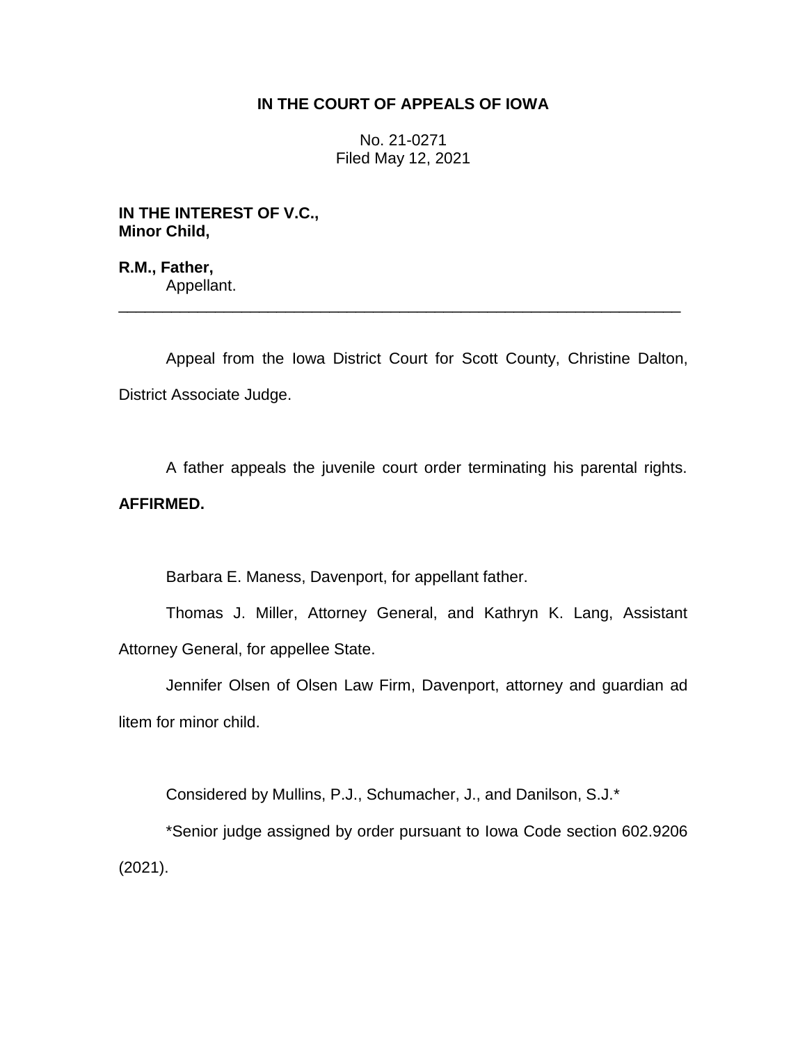**IN THE COURT OF APPEALS OF IOWA**

No. 21-0271
Filed May 12, 2021

**IN THE INTEREST OF V.C.,**
**Minor Child,**

**R.M., Father,**
Appellant.

---

Appeal from the Iowa District Court for Scott County, Christine Dalton, District Associate Judge.

A father appeals the juvenile court order terminating his parental rights. **AFFIRMED.**

Barbara E. Maness, Davenport, for appellant father.

Thomas J. Miller, Attorney General, and Kathryn K. Lang, Assistant Attorney General, for appellee State.

Jennifer Olsen of Olsen Law Firm, Davenport, attorney and guardian ad litem for minor child.

Considered by Mullins, P.J., Schumacher, J., and Danilson, S.J.*

*Senior judge assigned by order pursuant to Iowa Code section 602.9206 (2021).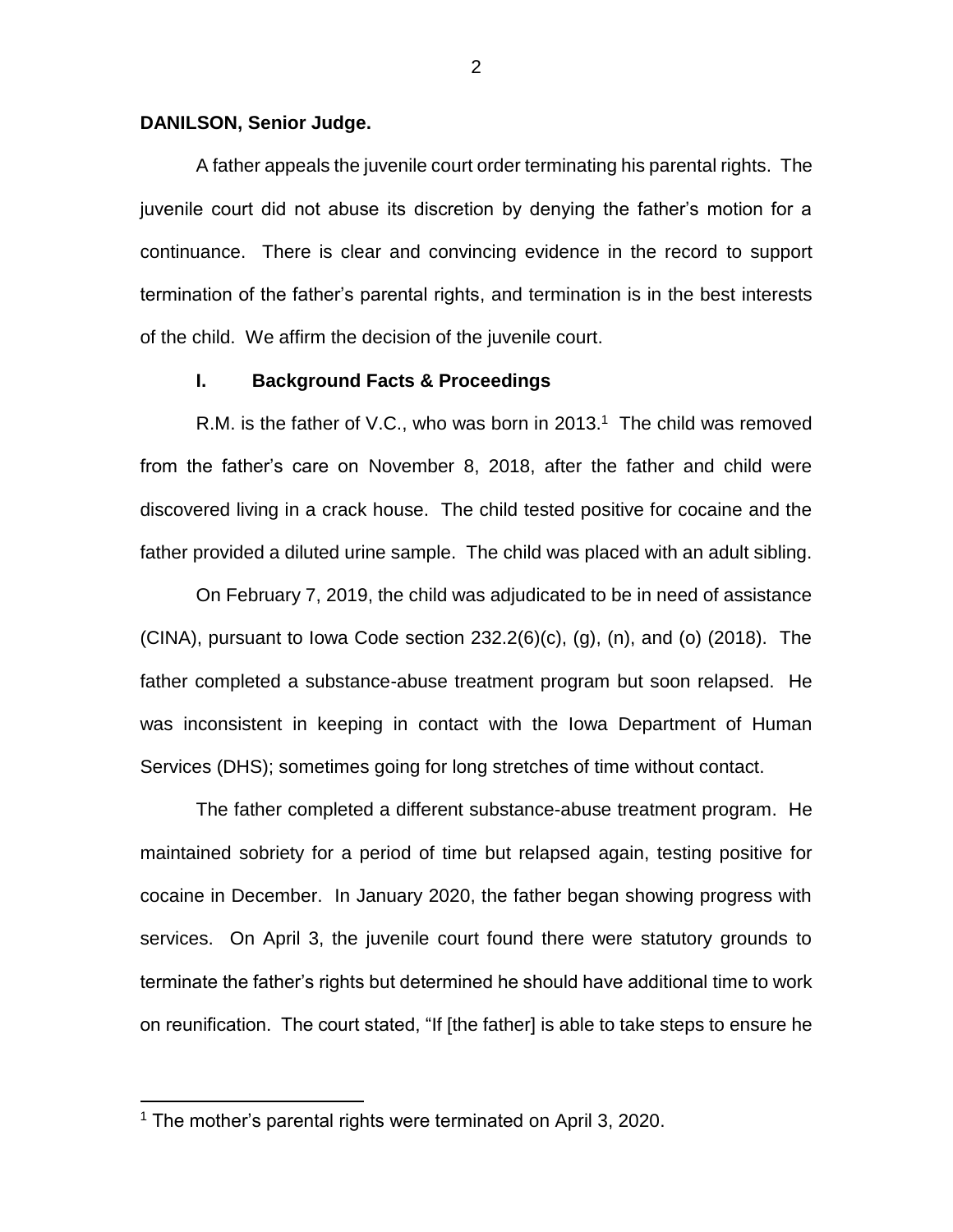**DANILSON, Senior Judge.**

A father appeals the juvenile court order terminating his parental rights. The juvenile court did not abuse its discretion by denying the father's motion for a continuance. There is clear and convincing evidence in the record to support termination of the father's parental rights, and termination is in the best interests of the child. We affirm the decision of the juvenile court.

## I. Background Facts & Proceedings

R.M. is the father of V.C., who was born in 2013.[1] The child was removed from the father's care on November 8, 2018, after the father and child were discovered living in a crack house. The child tested positive for cocaine and the father provided a diluted urine sample. The child was placed with an adult sibling.

On February 7, 2019, the child was adjudicated to be in need of assistance (CINA), pursuant to Iowa Code section 232.2(6)(c), (g), (n), and (o) (2018). The father completed a substance-abuse treatment program but soon relapsed. He was inconsistent in keeping in contact with the Iowa Department of Human Services (DHS); sometimes going for long stretches of time without contact.

The father completed a different substance-abuse treatment program. He maintained sobriety for a period of time but relapsed again, testing positive for cocaine in December. In January 2020, the father began showing progress with services. On April 3, the juvenile court found there were statutory grounds to terminate the father's rights but determined he should have additional time to work on reunification. The court stated, "If [the father] is able to take steps to ensure he

[1] The mother's parental rights were terminated on April 3, 2020.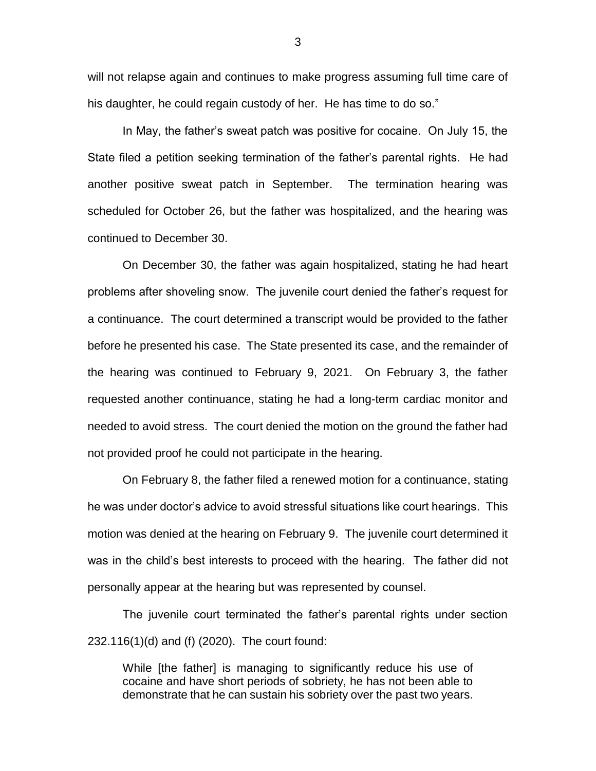will not relapse again and continues to make progress assuming full time care of his daughter, he could regain custody of her. He has time to do so."

In May, the father's sweat patch was positive for cocaine. On July 15, the State filed a petition seeking termination of the father's parental rights. He had another positive sweat patch in September. The termination hearing was scheduled for October 26, but the father was hospitalized, and the hearing was continued to December 30.

On December 30, the father was again hospitalized, stating he had heart problems after shoveling snow. The juvenile court denied the father's request for a continuance. The court determined a transcript would be provided to the father before he presented his case. The State presented its case, and the remainder of the hearing was continued to February 9, 2021. On February 3, the father requested another continuance, stating he had a long-term cardiac monitor and needed to avoid stress. The court denied the motion on the ground the father had not provided proof he could not participate in the hearing.

On February 8, the father filed a renewed motion for a continuance, stating he was under doctor's advice to avoid stressful situations like court hearings. This motion was denied at the hearing on February 9. The juvenile court determined it was in the child's best interests to proceed with the hearing. The father did not personally appear at the hearing but was represented by counsel.

The juvenile court terminated the father's parental rights under section 232.116(1)(d) and (f) (2020). The court found:

> While [the father] is managing to significantly reduce his use of cocaine and have short periods of sobriety, he has not been able to demonstrate that he can sustain his sobriety over the past two years.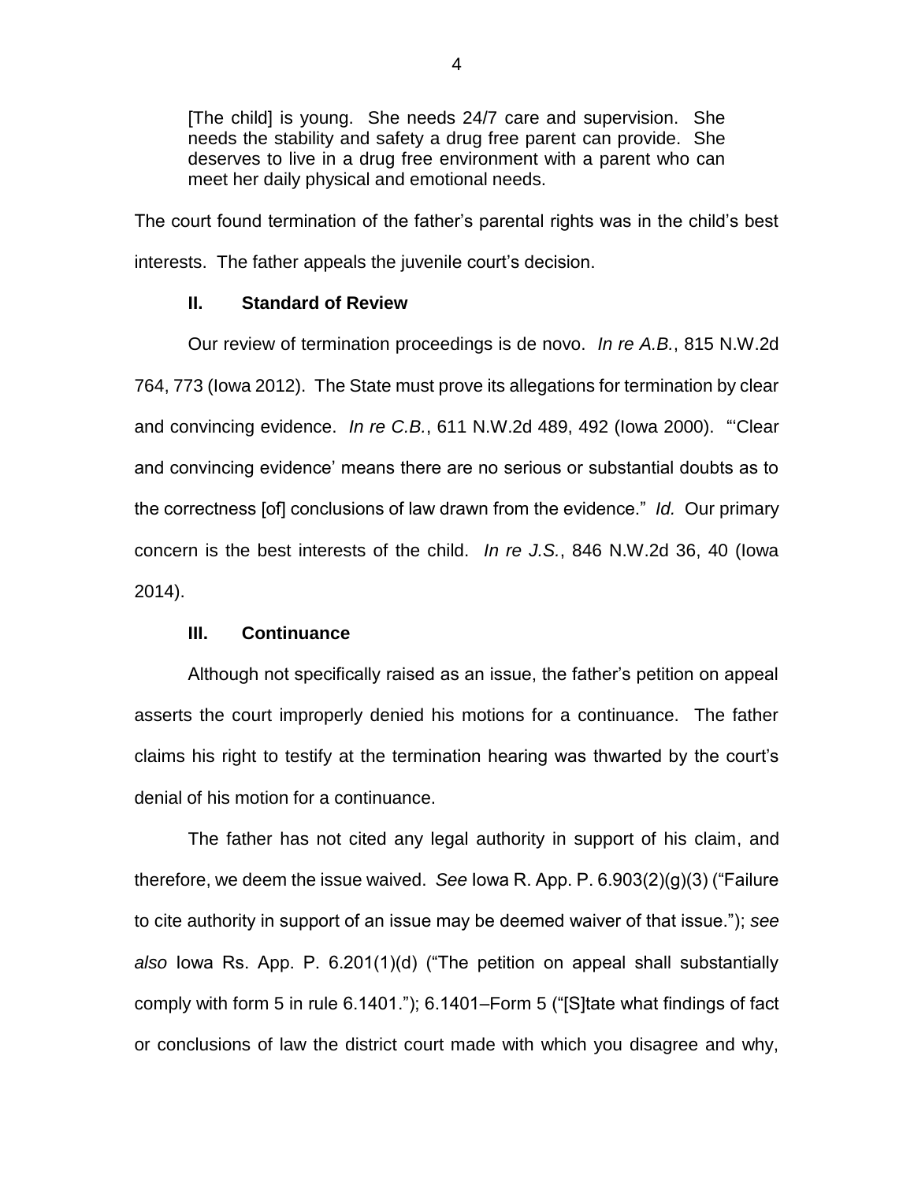> [The child] is young. She needs 24/7 care and supervision. She needs the stability and safety a drug free parent can provide. She deserves to live in a drug free environment with a parent who can meet her daily physical and emotional needs.

The court found termination of the father's parental rights was in the child's best interests. The father appeals the juvenile court's decision.

## II. Standard of Review

Our review of termination proceedings is de novo. *In re A.B.*, 815 N.W.2d 764, 773 (Iowa 2012). The State must prove its allegations for termination by clear and convincing evidence. *In re C.B.*, 611 N.W.2d 489, 492 (Iowa 2000). "'Clear and convincing evidence' means there are no serious or substantial doubts as to the correctness [of] conclusions of law drawn from the evidence." *Id.* Our primary concern is the best interests of the child. *In re J.S.*, 846 N.W.2d 36, 40 (Iowa 2014).

## III. Continuance

Although not specifically raised as an issue, the father's petition on appeal asserts the court improperly denied his motions for a continuance. The father claims his right to testify at the termination hearing was thwarted by the court's denial of his motion for a continuance.

The father has not cited any legal authority in support of his claim, and therefore, we deem the issue waived. *See* Iowa R. App. P. 6.903(2)(g)(3) ("Failure to cite authority in support of an issue may be deemed waiver of that issue."); *see also* Iowa Rs. App. P. 6.201(1)(d) ("The petition on appeal shall substantially comply with form 5 in rule 6.1401."); 6.1401–Form 5 ("[S]tate what findings of fact or conclusions of law the district court made with which you disagree and why,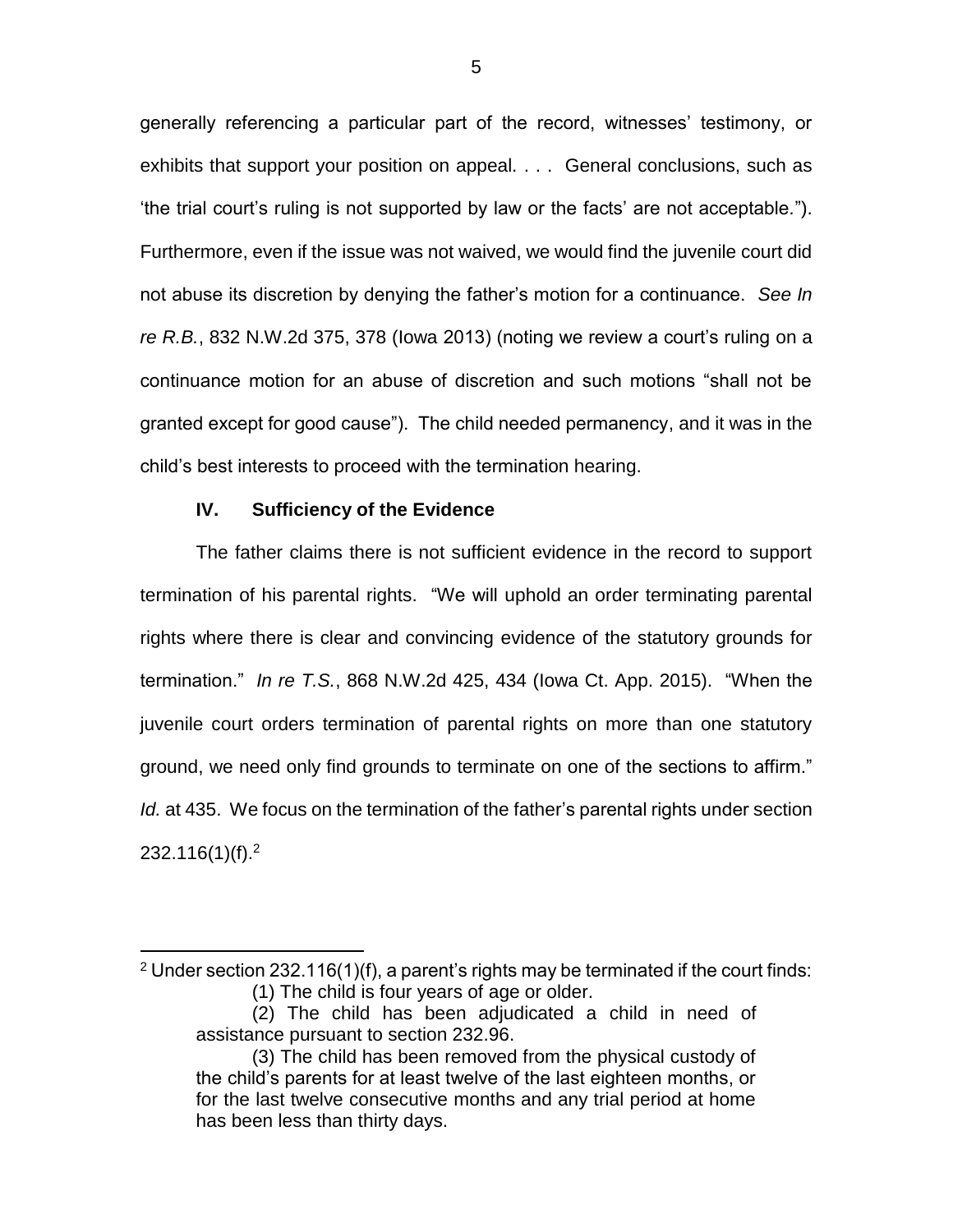generally referencing a particular part of the record, witnesses' testimony, or exhibits that support your position on appeal. . . . General conclusions, such as 'the trial court's ruling is not supported by law or the facts' are not acceptable."). Furthermore, even if the issue was not waived, we would find the juvenile court did not abuse its discretion by denying the father's motion for a continuance. *See In re R.B.*, 832 N.W.2d 375, 378 (Iowa 2013) (noting we review a court's ruling on a continuance motion for an abuse of discretion and such motions "shall not be granted except for good cause"). The child needed permanency, and it was in the child's best interests to proceed with the termination hearing.

## IV. Sufficiency of the Evidence

The father claims there is not sufficient evidence in the record to support termination of his parental rights. "We will uphold an order terminating parental rights where there is clear and convincing evidence of the statutory grounds for termination." *In re T.S.*, 868 N.W.2d 425, 434 (Iowa Ct. App. 2015). "When the juvenile court orders termination of parental rights on more than one statutory ground, we need only find grounds to terminate on one of the sections to affirm." *Id.* at 435. We focus on the termination of the father's parental rights under section 232.116(1)(f).[2]

---

[2] Under section 232.116(1)(f), a parent's rights may be terminated if the court finds:

> (1) The child is four years of age or older.
>
> (2) The child has been adjudicated a child in need of assistance pursuant to section 232.96.
>
> (3) The child has been removed from the physical custody of the child's parents for at least twelve of the last eighteen months, or for the last twelve consecutive months and any trial period at home has been less than thirty days.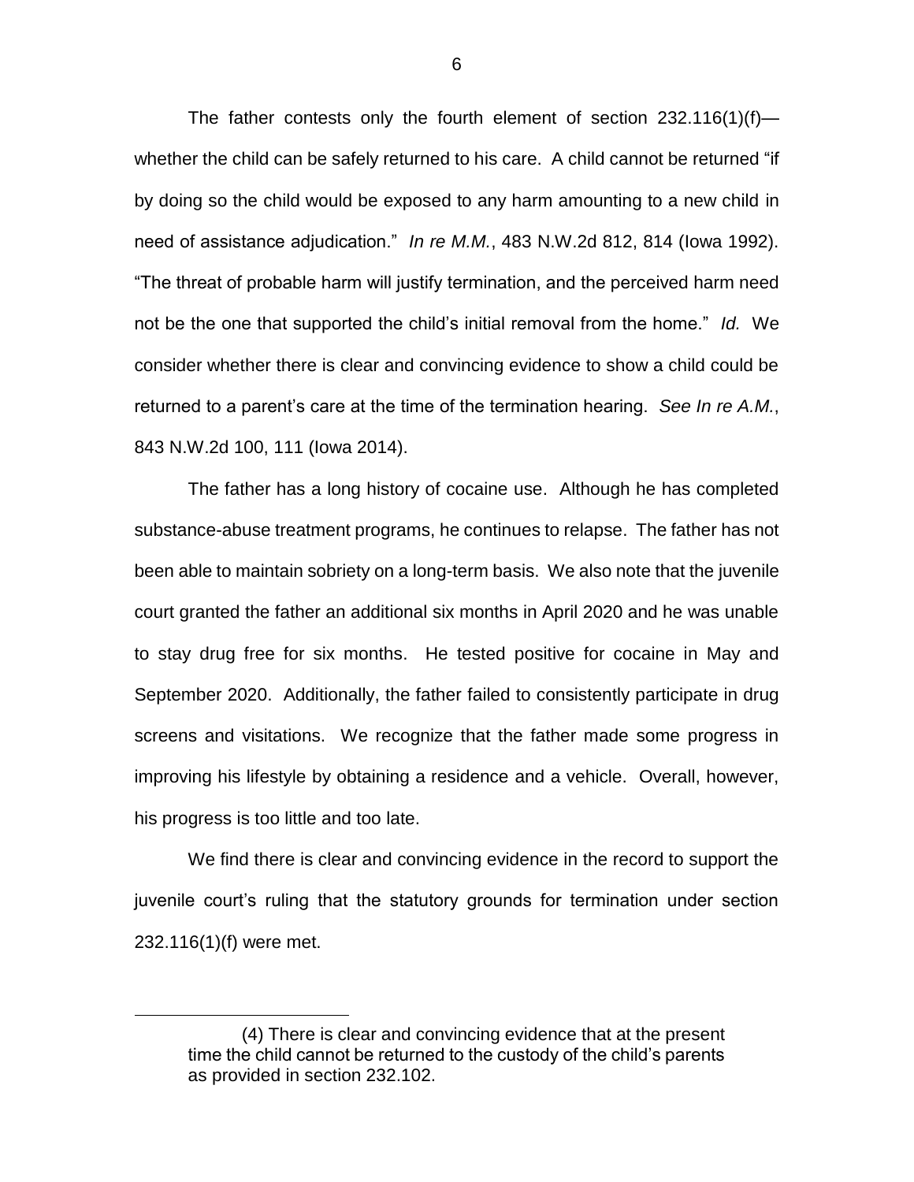The father contests only the fourth element of section 232.116(1)(f)—whether the child can be safely returned to his care. A child cannot be returned "if by doing so the child would be exposed to any harm amounting to a new child in need of assistance adjudication." *In re M.M.*, 483 N.W.2d 812, 814 (Iowa 1992). "The threat of probable harm will justify termination, and the perceived harm need not be the one that supported the child's initial removal from the home." *Id.* We consider whether there is clear and convincing evidence to show a child could be returned to a parent's care at the time of the termination hearing. *See In re A.M.*, 843 N.W.2d 100, 111 (Iowa 2014).

The father has a long history of cocaine use. Although he has completed substance-abuse treatment programs, he continues to relapse. The father has not been able to maintain sobriety on a long-term basis. We also note that the juvenile court granted the father an additional six months in April 2020 and he was unable to stay drug free for six months. He tested positive for cocaine in May and September 2020. Additionally, the father failed to consistently participate in drug screens and visitations. We recognize that the father made some progress in improving his lifestyle by obtaining a residence and a vehicle. Overall, however, his progress is too little and too late.

We find there is clear and convincing evidence in the record to support the juvenile court's ruling that the statutory grounds for termination under section 232.116(1)(f) were met.

---

> (4) There is clear and convincing evidence that at the present time the child cannot be returned to the custody of the child's parents as provided in section 232.102.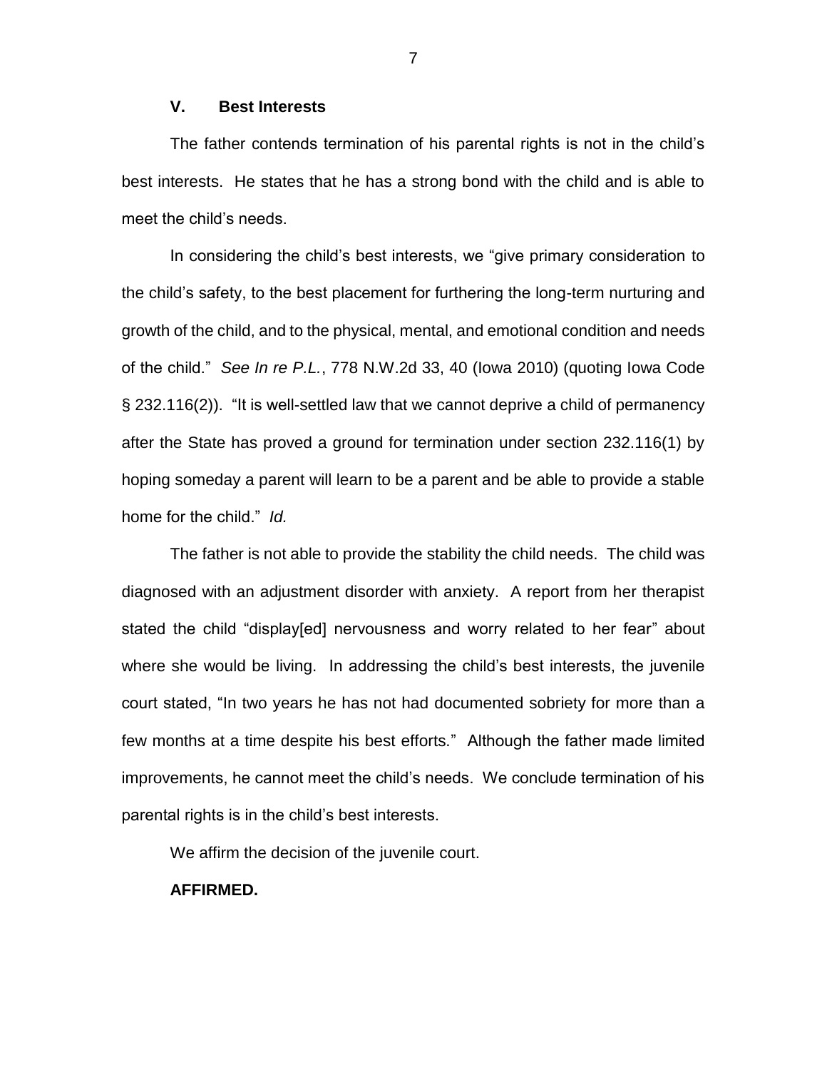## V. Best Interests

The father contends termination of his parental rights is not in the child's best interests. He states that he has a strong bond with the child and is able to meet the child's needs.

In considering the child's best interests, we "give primary consideration to the child's safety, to the best placement for furthering the long-term nurturing and growth of the child, and to the physical, mental, and emotional condition and needs of the child." *See In re P.L.*, 778 N.W.2d 33, 40 (Iowa 2010) (quoting Iowa Code § 232.116(2)). "It is well-settled law that we cannot deprive a child of permanency after the State has proved a ground for termination under section 232.116(1) by hoping someday a parent will learn to be a parent and be able to provide a stable home for the child." *Id.*

The father is not able to provide the stability the child needs. The child was diagnosed with an adjustment disorder with anxiety. A report from her therapist stated the child "display[ed] nervousness and worry related to her fear" about where she would be living. In addressing the child's best interests, the juvenile court stated, "In two years he has not had documented sobriety for more than a few months at a time despite his best efforts." Although the father made limited improvements, he cannot meet the child's needs. We conclude termination of his parental rights is in the child's best interests.

We affirm the decision of the juvenile court.

**AFFIRMED.**